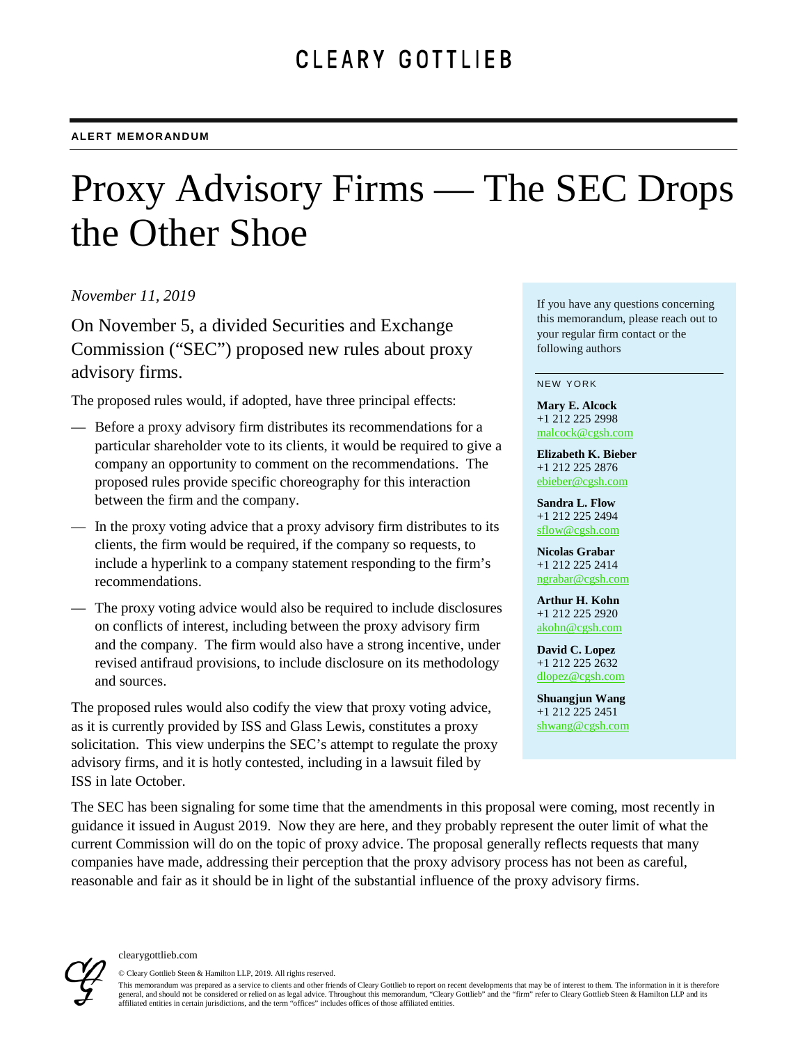CLEARY GOTTLIEB

**ALERT MEMORANDUM**

# Proxy Advisory Firms — The SEC Drops the Other Shoe

*November 11, 2019*

On November 5, a divided Securities and Exchange Commission ("SEC") proposed new rules about proxy advisory firms.

The proposed rules would, if adopted, have three principal effects:

- Before a proxy advisory firm distributes its recommendations for a particular shareholder vote to its clients, it would be required to give a company an opportunity to comment on the recommendations. The proposed rules provide specific choreography for this interaction between the firm and the company.
- In the proxy voting advice that a proxy advisory firm distributes to its clients, the firm would be required, if the company so requests, to include a hyperlink to a company statement responding to the firm's recommendations.
- The proxy voting advice would also be required to include disclosures on conflicts of interest, including between the proxy advisory firm and the company. The firm would also have a strong incentive, under revised antifraud provisions, to include disclosure on its methodology and sources.

The proposed rules would also codify the view that proxy voting advice, as it is currently provided by ISS and Glass Lewis, constitutes a proxy solicitation. This view underpins the SEC's attempt to regulate the proxy advisory firms, and it is hotly contested, including in a lawsuit filed by ISS in late October.

The SEC has been signaling for some time that the amendments in this proposal were coming, most recently in guidance it issued in August 2019. Now they are here, and they probably represent the outer limit of what the current Commission will do on the topic of proxy advice. The proposal generally reflects requests that many companies have made, addressing their perception that the proxy advisory process has not been as careful, reasonable and fair as it should be in light of the substantial influence of the proxy advisory firms.

If you have any questions concerning this memorandum, please reach out to your regular firm contact or the following authors

NEW YORK

**Mary E. Alcock**
+1 212 225 2998
malcock@cgsh.com

**Elizabeth K. Bieber**
+1 212 225 2876
ebieber@cgsh.com

**Sandra L. Flow**
+1 212 225 2494
sflow@cgsh.com

**Nicolas Grabar**
+1 212 225 2414
ngrabar@cgsh.com

**Arthur H. Kohn**
+1 212 225 2920
akohn@cgsh.com

**David C. Lopez**
+1 212 225 2632
dlopez@cgsh.com

**Shuangjun Wang**
+1 212 225 2451
shwang@cgsh.com

clearygottlieb.com

© Cleary Gottlieb Steen & Hamilton LLP, 2019. All rights reserved.

This memorandum was prepared as a service to clients and other friends of Cleary Gottlieb to report on recent developments that may be of interest to them. The information in it is therefore general, and should not be considered or relied on as legal advice. Throughout this memorandum, "Cleary Gottlieb" and the "firm" refer to Cleary Gottlieb Steen & Hamilton LLP and its affiliated entities in certain jurisdictions, and the term "offices" includes offices of those affiliated entities.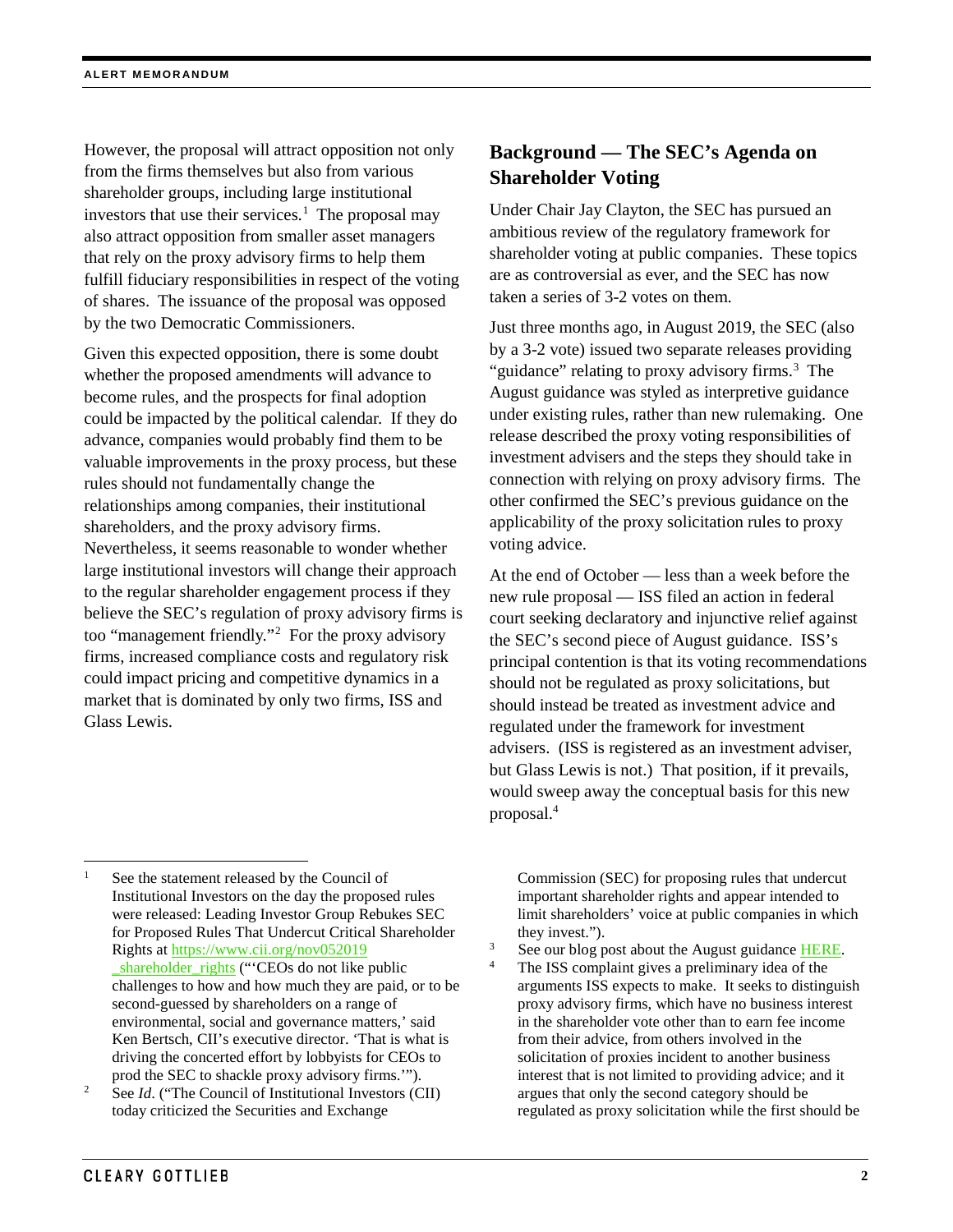However, the proposal will attract opposition not only from the firms themselves but also from various shareholder groups, including large institutional investors that use their services.[1] The proposal may also attract opposition from smaller asset managers that rely on the proxy advisory firms to help them fulfill fiduciary responsibilities in respect of the voting of shares. The issuance of the proposal was opposed by the two Democratic Commissioners.

Given this expected opposition, there is some doubt whether the proposed amendments will advance to become rules, and the prospects for final adoption could be impacted by the political calendar. If they do advance, companies would probably find them to be valuable improvements in the proxy process, but these rules should not fundamentally change the relationships among companies, their institutional shareholders, and the proxy advisory firms. Nevertheless, it seems reasonable to wonder whether large institutional investors will change their approach to the regular shareholder engagement process if they believe the SEC's regulation of proxy advisory firms is too "management friendly."[2] For the proxy advisory firms, increased compliance costs and regulatory risk could impact pricing and competitive dynamics in a market that is dominated by only two firms, ISS and Glass Lewis.

## Background — The SEC's Agenda on Shareholder Voting

Under Chair Jay Clayton, the SEC has pursued an ambitious review of the regulatory framework for shareholder voting at public companies. These topics are as controversial as ever, and the SEC has now taken a series of 3-2 votes on them.

Just three months ago, in August 2019, the SEC (also by a 3-2 vote) issued two separate releases providing "guidance" relating to proxy advisory firms.[3] The August guidance was styled as interpretive guidance under existing rules, rather than new rulemaking. One release described the proxy voting responsibilities of investment advisers and the steps they should take in connection with relying on proxy advisory firms. The other confirmed the SEC's previous guidance on the applicability of the proxy solicitation rules to proxy voting advice.

At the end of October — less than a week before the new rule proposal — ISS filed an action in federal court seeking declaratory and injunctive relief against the SEC's second piece of August guidance. ISS's principal contention is that its voting recommendations should not be regulated as proxy solicitations, but should instead be treated as investment advice and regulated under the framework for investment advisers. (ISS is registered as an investment adviser, but Glass Lewis is not.) That position, if it prevails, would sweep away the conceptual basis for this new proposal.[4]

---

[1] See the statement released by the Council of Institutional Investors on the day the proposed rules were released: Leading Investor Group Rebukes SEC for Proposed Rules That Undercut Critical Shareholder Rights at https://www.cii.org/nov052019_shareholder_rights ("'CEOs do not like public challenges to how and how much they are paid, or to be second-guessed by shareholders on a range of environmental, social and governance matters,' said Ken Bertsch, CII's executive director. 'That is what is driving the concerted effort by lobbyists for CEOs to prod the SEC to shackle proxy advisory firms.'").

[2] See *Id*. ("The Council of Institutional Investors (CII) today criticized the Securities and Exchange Commission (SEC) for proposing rules that undercut important shareholder rights and appear intended to limit shareholders' voice at public companies in which they invest.").

[3] See our blog post about the August guidance HERE.

[4] The ISS complaint gives a preliminary idea of the arguments ISS expects to make. It seeks to distinguish proxy advisory firms, which have no business interest in the shareholder vote other than to earn fee income from their advice, from others involved in the solicitation of proxies incident to another business interest that is not limited to providing advice; and it argues that only the second category should be regulated as proxy solicitation while the first should be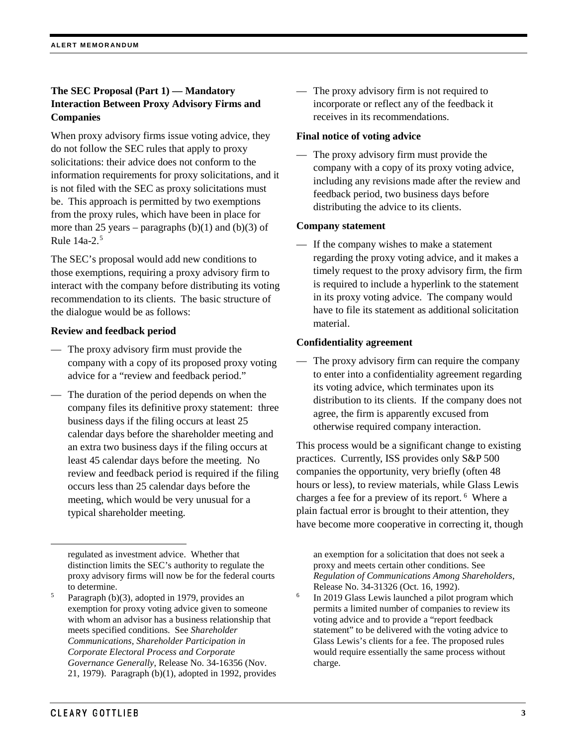### The SEC Proposal (Part 1) — Mandatory Interaction Between Proxy Advisory Firms and Companies

When proxy advisory firms issue voting advice, they do not follow the SEC rules that apply to proxy solicitations: their advice does not conform to the information requirements for proxy solicitations, and it is not filed with the SEC as proxy solicitations must be. This approach is permitted by two exemptions from the proxy rules, which have been in place for more than 25 years – paragraphs (b)(1) and (b)(3) of Rule 14a-2.[5]

The SEC's proposal would add new conditions to those exemptions, requiring a proxy advisory firm to interact with the company before distributing its voting recommendation to its clients. The basic structure of the dialogue would be as follows:

**Review and feedback period**

— The proxy advisory firm must provide the company with a copy of its proposed proxy voting advice for a "review and feedback period."

— The duration of the period depends on when the company files its definitive proxy statement: three business days if the filing occurs at least 25 calendar days before the shareholder meeting and an extra two business days if the filing occurs at least 45 calendar days before the meeting. No review and feedback period is required if the filing occurs less than 25 calendar days before the meeting, which would be very unusual for a typical shareholder meeting.

— The proxy advisory firm is not required to incorporate or reflect any of the feedback it receives in its recommendations.

**Final notice of voting advice**

— The proxy advisory firm must provide the company with a copy of its proxy voting advice, including any revisions made after the review and feedback period, two business days before distributing the advice to its clients.

**Company statement**

— If the company wishes to make a statement regarding the proxy voting advice, and it makes a timely request to the proxy advisory firm, the firm is required to include a hyperlink to the statement in its proxy voting advice. The company would have to file its statement as additional solicitation material.

**Confidentiality agreement**

— The proxy advisory firm can require the company to enter into a confidentiality agreement regarding its voting advice, which terminates upon its distribution to its clients. If the company does not agree, the firm is apparently excused from otherwise required company interaction.

This process would be a significant change to existing practices. Currently, ISS provides only S&P 500 companies the opportunity, very briefly (often 48 hours or less), to review materials, while Glass Lewis charges a fee for a preview of its report.[6] Where a plain factual error is brought to their attention, they have become more cooperative in correcting it, though

---

regulated as investment advice. Whether that distinction limits the SEC's authority to regulate the proxy advisory firms will now be for the federal courts to determine.

[5] Paragraph (b)(3), adopted in 1979, provides an exemption for proxy voting advice given to someone with whom an advisor has a business relationship that meets specified conditions. See *Shareholder Communications, Shareholder Participation in Corporate Electoral Process and Corporate Governance Generally*, Release No. 34-16356 (Nov. 21, 1979). Paragraph (b)(1), adopted in 1992, provides an exemption for a solicitation that does not seek a proxy and meets certain other conditions. See *Regulation of Communications Among Shareholders*, Release No. 34-31326 (Oct. 16, 1992).

[6] In 2019 Glass Lewis launched a pilot program which permits a limited number of companies to review its voting advice and to provide a "report feedback statement" to be delivered with the voting advice to Glass Lewis's clients for a fee. The proposed rules would require essentially the same process without charge.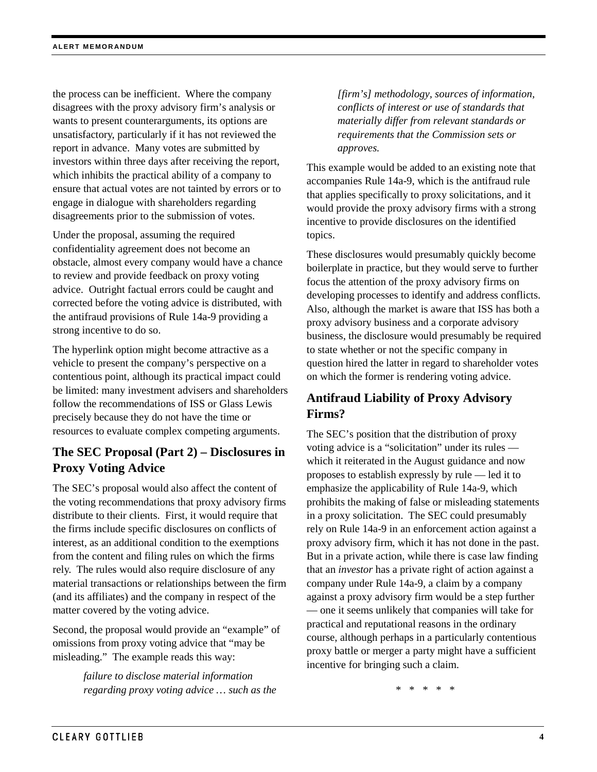the process can be inefficient. Where the company disagrees with the proxy advisory firm's analysis or wants to present counterarguments, its options are unsatisfactory, particularly if it has not reviewed the report in advance. Many votes are submitted by investors within three days after receiving the report, which inhibits the practical ability of a company to ensure that actual votes are not tainted by errors or to engage in dialogue with shareholders regarding disagreements prior to the submission of votes.

Under the proposal, assuming the required confidentiality agreement does not become an obstacle, almost every company would have a chance to review and provide feedback on proxy voting advice. Outright factual errors could be caught and corrected before the voting advice is distributed, with the antifraud provisions of Rule 14a-9 providing a strong incentive to do so.

The hyperlink option might become attractive as a vehicle to present the company's perspective on a contentious point, although its practical impact could be limited: many investment advisers and shareholders follow the recommendations of ISS or Glass Lewis precisely because they do not have the time or resources to evaluate complex competing arguments.

## The SEC Proposal (Part 2) – Disclosures in Proxy Voting Advice

The SEC's proposal would also affect the content of the voting recommendations that proxy advisory firms distribute to their clients. First, it would require that the firms include specific disclosures on conflicts of interest, as an additional condition to the exemptions from the content and filing rules on which the firms rely. The rules would also require disclosure of any material transactions or relationships between the firm (and its affiliates) and the company in respect of the matter covered by the voting advice.

Second, the proposal would provide an "example" of omissions from proxy voting advice that "may be misleading." The example reads this way:

> *failure to disclose material information regarding proxy voting advice … such as the [firm's] methodology, sources of information, conflicts of interest or use of standards that materially differ from relevant standards or requirements that the Commission sets or approves.*

This example would be added to an existing note that accompanies Rule 14a-9, which is the antifraud rule that applies specifically to proxy solicitations, and it would provide the proxy advisory firms with a strong incentive to provide disclosures on the identified topics.

These disclosures would presumably quickly become boilerplate in practice, but they would serve to further focus the attention of the proxy advisory firms on developing processes to identify and address conflicts. Also, although the market is aware that ISS has both a proxy advisory business and a corporate advisory business, the disclosure would presumably be required to state whether or not the specific company in question hired the latter in regard to shareholder votes on which the former is rendering voting advice.

## Antifraud Liability of Proxy Advisory Firms?

The SEC's position that the distribution of proxy voting advice is a "solicitation" under its rules — which it reiterated in the August guidance and now proposes to establish expressly by rule — led it to emphasize the applicability of Rule 14a-9, which prohibits the making of false or misleading statements in a proxy solicitation. The SEC could presumably rely on Rule 14a-9 in an enforcement action against a proxy advisory firm, which it has not done in the past. But in a private action, while there is case law finding that an *investor* has a private right of action against a company under Rule 14a-9, a claim by a company against a proxy advisory firm would be a step further — one it seems unlikely that companies will take for practical and reputational reasons in the ordinary course, although perhaps in a particularly contentious proxy battle or merger a party might have a sufficient incentive for bringing such a claim.

\* \* \* \* \*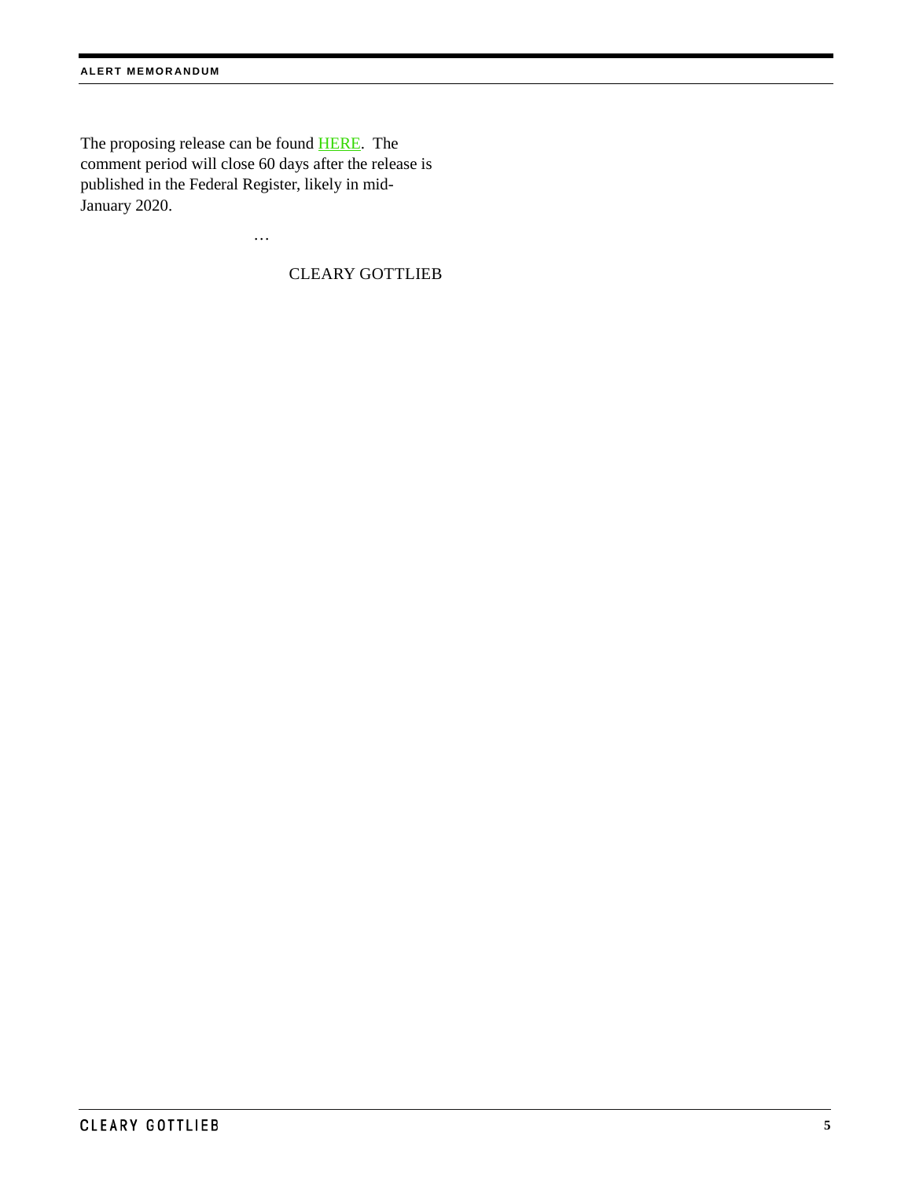The proposing release can be found HERE. The comment period will close 60 days after the release is published in the Federal Register, likely in mid-January 2020.

…

CLEARY GOTTLIEB